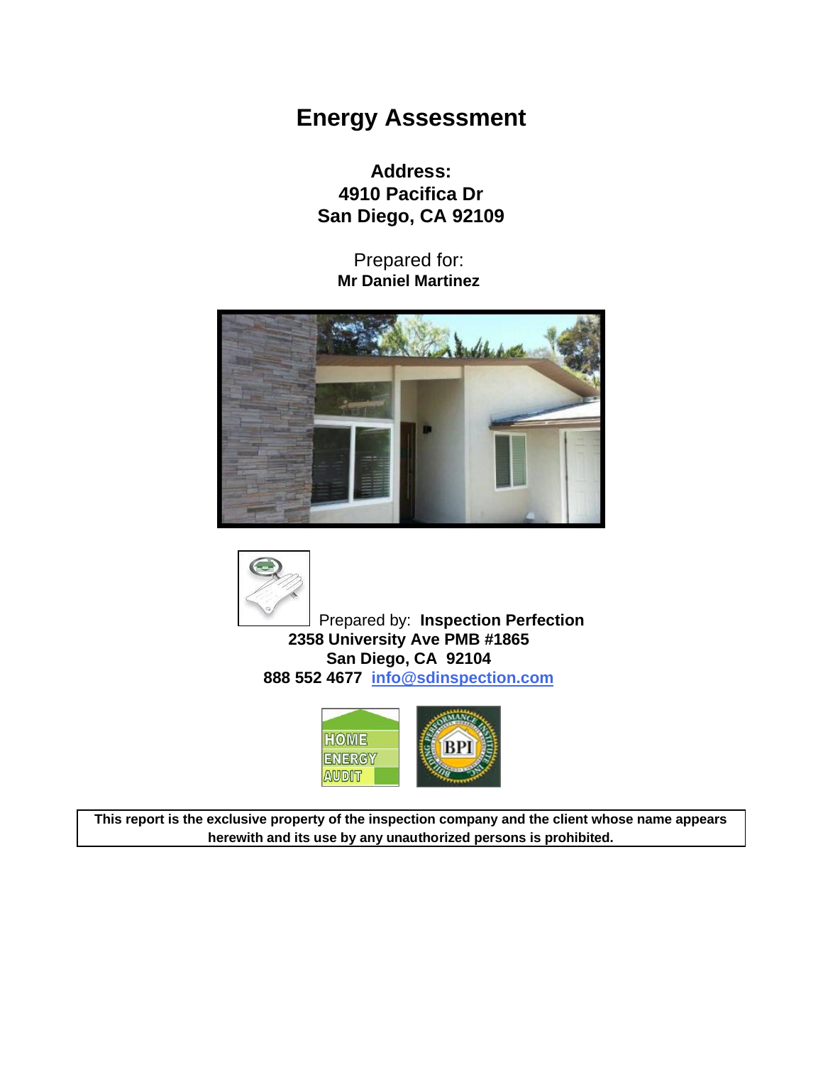# Energy Assessment

**Address:**
**4910 Pacifica Dr**
**San Diego, CA 92109**

Prepared for:
**Mr Daniel Martinez**

Prepared by: **Inspection Perfection**
**2358 University Ave PMB #1865**
**San Diego, CA 92104**
**888 552 4677 [info@sdinspection.com](mailto:info@sdinspection.com)**

**This report is the exclusive property of the inspection company and the client whose name appears herewith and its use by any unauthorized persons is prohibited.**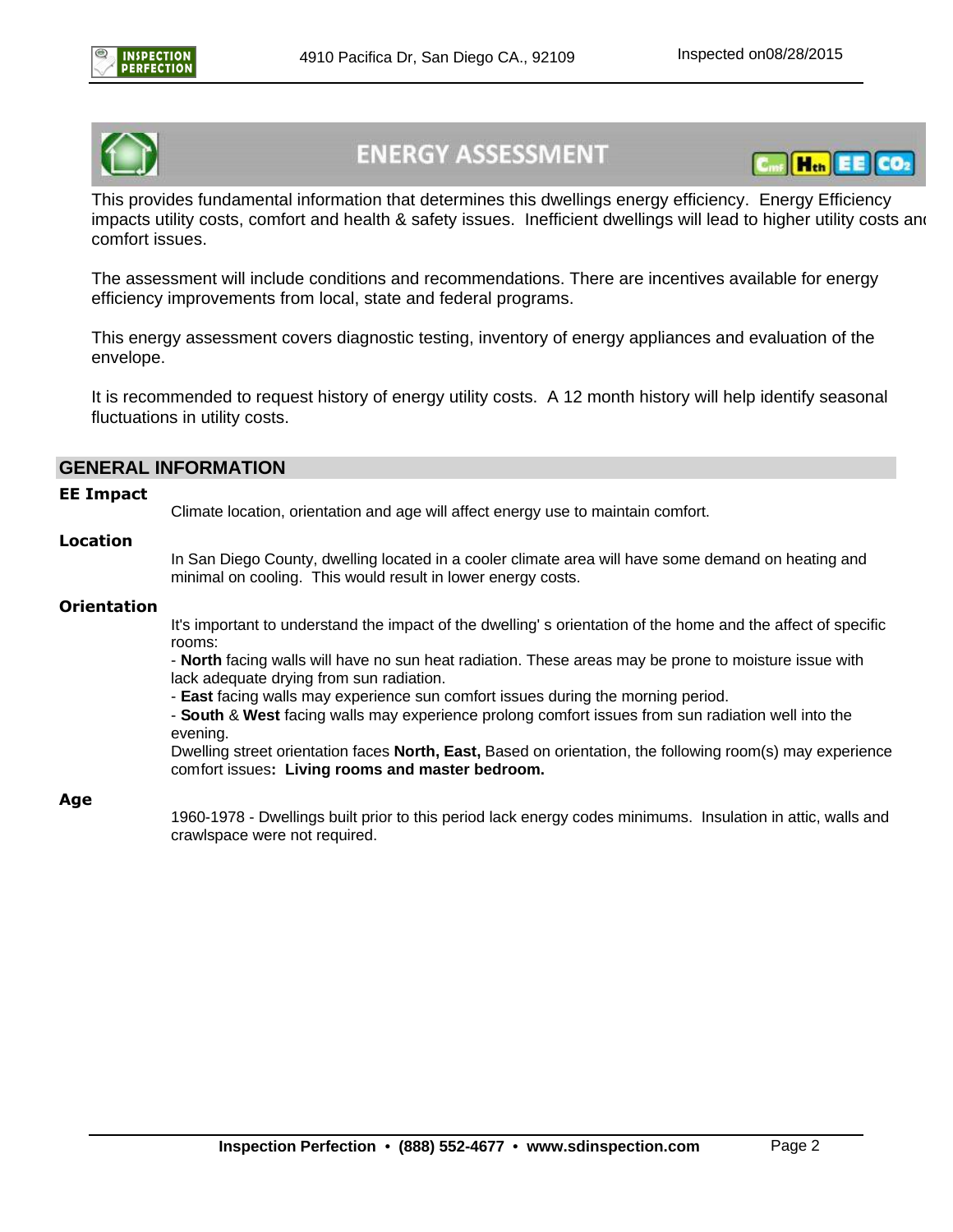# ENERGY ASSESSMENT

This provides fundamental information that determines this dwellings energy efficiency. Energy Efficiency impacts utility costs, comfort and health & safety issues. Inefficient dwellings will lead to higher utility costs and comfort issues.

The assessment will include conditions and recommendations. There are incentives available for energy efficiency improvements from local, state and federal programs.

This energy assessment covers diagnostic testing, inventory of energy appliances and evaluation of the envelope.

It is recommended to request history of energy utility costs. A 12 month history will help identify seasonal fluctuations in utility costs.

## GENERAL INFORMATION

**EE Impact**

Climate location, orientation and age will affect energy use to maintain comfort.

**Location**

In San Diego County, dwelling located in a cooler climate area will have some demand on heating and minimal on cooling. This would result in lower energy costs.

**Orientation**

It's important to understand the impact of the dwelling' s orientation of the home and the affect of specific rooms:

- **North** facing walls will have no sun heat radiation. These areas may be prone to moisture issue with lack adequate drying from sun radiation.
- **East** facing walls may experience sun comfort issues during the morning period.
- **South** & **West** facing walls may experience prolong comfort issues from sun radiation well into the evening.

Dwelling street orientation faces **North, East,** Based on orientation, the following room(s) may experience comfort issues**: Living rooms and master bedroom.**

**Age**

1960-1978 - Dwellings built prior to this period lack energy codes minimums. Insulation in attic, walls and crawlspace were not required.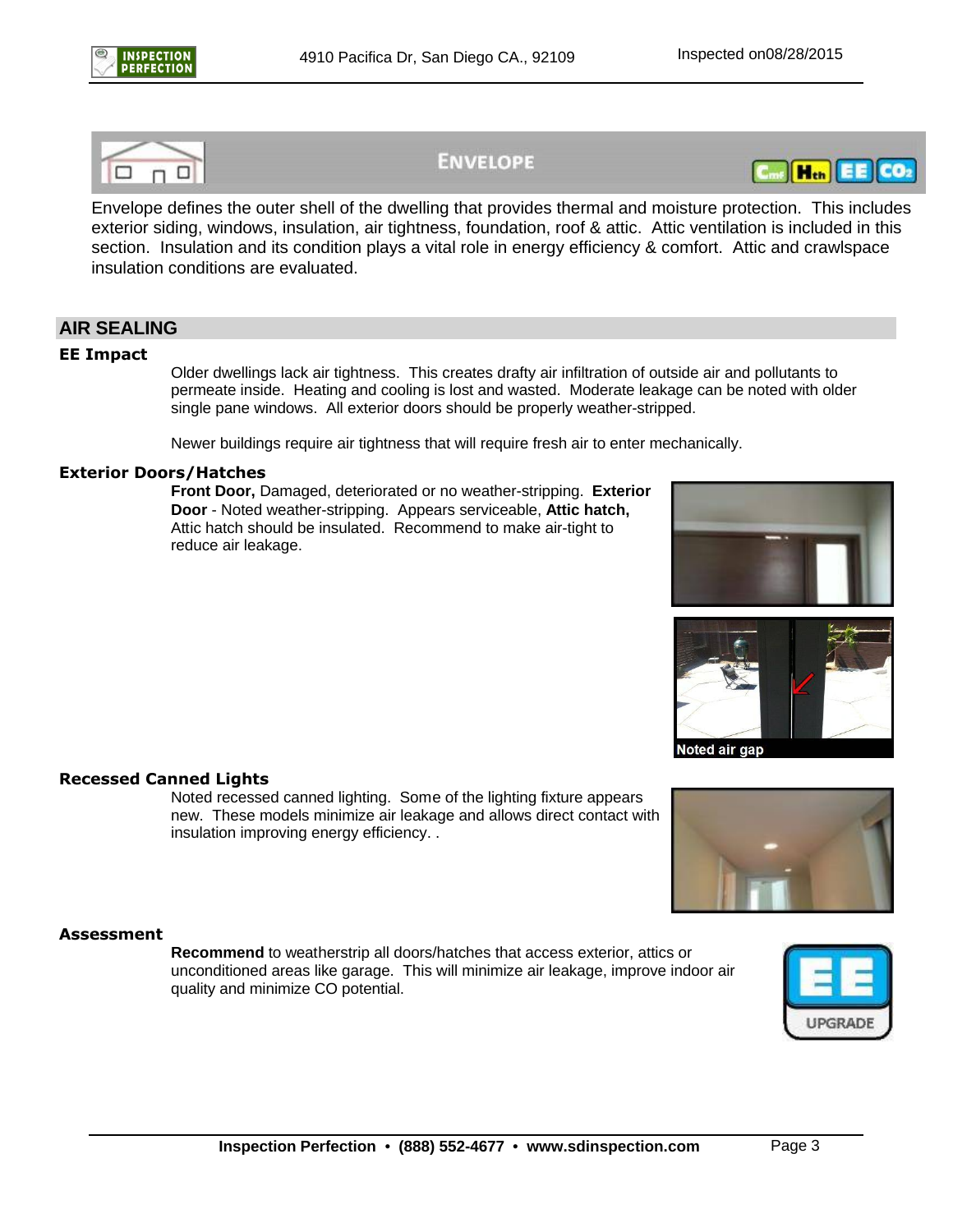# ENVELOPE

Envelope defines the outer shell of the dwelling that provides thermal and moisture protection. This includes exterior siding, windows, insulation, air tightness, foundation, roof & attic. Attic ventilation is included in this section. Insulation and its condition plays a vital role in energy efficiency & comfort. Attic and crawlspace insulation conditions are evaluated.

## AIR SEALING

### EE Impact

Older dwellings lack air tightness. This creates drafty air infiltration of outside air and pollutants to permeate inside. Heating and cooling is lost and wasted. Moderate leakage can be noted with older single pane windows. All exterior doors should be properly weather-stripped.

Newer buildings require air tightness that will require fresh air to enter mechanically.

### Exterior Doors/Hatches

**Front Door,** Damaged, deteriorated or no weather-stripping. **Exterior Door** - Noted weather-stripping. Appears serviceable, **Attic hatch,** Attic hatch should be insulated. Recommend to make air-tight to reduce air leakage.

Noted air gap

### Recessed Canned Lights

Noted recessed canned lighting. Some of the lighting fixture appears new. These models minimize air leakage and allows direct contact with insulation improving energy efficiency. .

### Assessment

**Recommend** to weatherstrip all doors/hatches that access exterior, attics or unconditioned areas like garage. This will minimize air leakage, improve indoor air quality and minimize CO potential.

EE UPGRADE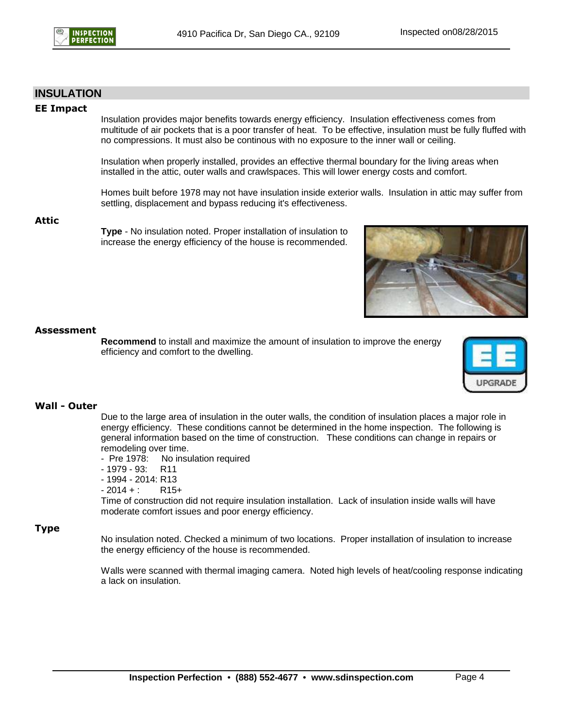## INSULATION

### EE Impact

Insulation provides major benefits towards energy efficiency. Insulation effectiveness comes from multitude of air pockets that is a poor transfer of heat. To be effective, insulation must be fully fluffed with no compressions. It must also be continous with no exposure to the inner wall or ceiling.

Insulation when properly installed, provides an effective thermal boundary for the living areas when installed in the attic, outer walls and crawlspaces. This will lower energy costs and comfort.

Homes built before 1978 may not have insulation inside exterior walls. Insulation in attic may suffer from settling, displacement and bypass reducing it's effectiveness.

### Attic

**Type** - No insulation noted. Proper installation of insulation to increase the energy efficiency of the house is recommended.

### Assessment

**Recommend** to install and maximize the amount of insulation to improve the energy efficiency and comfort to the dwelling.

EE UPGRADE

### Wall - Outer

Due to the large area of insulation in the outer walls, the condition of insulation places a major role in energy efficiency. These conditions cannot be determined in the home inspection. The following is general information based on the time of construction. These conditions can change in repairs or remodeling over time.

- Pre 1978: No insulation required
- 1979 - 93: R11
- 1994 - 2014: R13
- 2014 + : R15+

Time of construction did not require insulation installation. Lack of insulation inside walls will have moderate comfort issues and poor energy efficiency.

### Type

No insulation noted. Checked a minimum of two locations. Proper installation of insulation to increase the energy efficiency of the house is recommended.

Walls were scanned with thermal imaging camera. Noted high levels of heat/cooling response indicating a lack on insulation.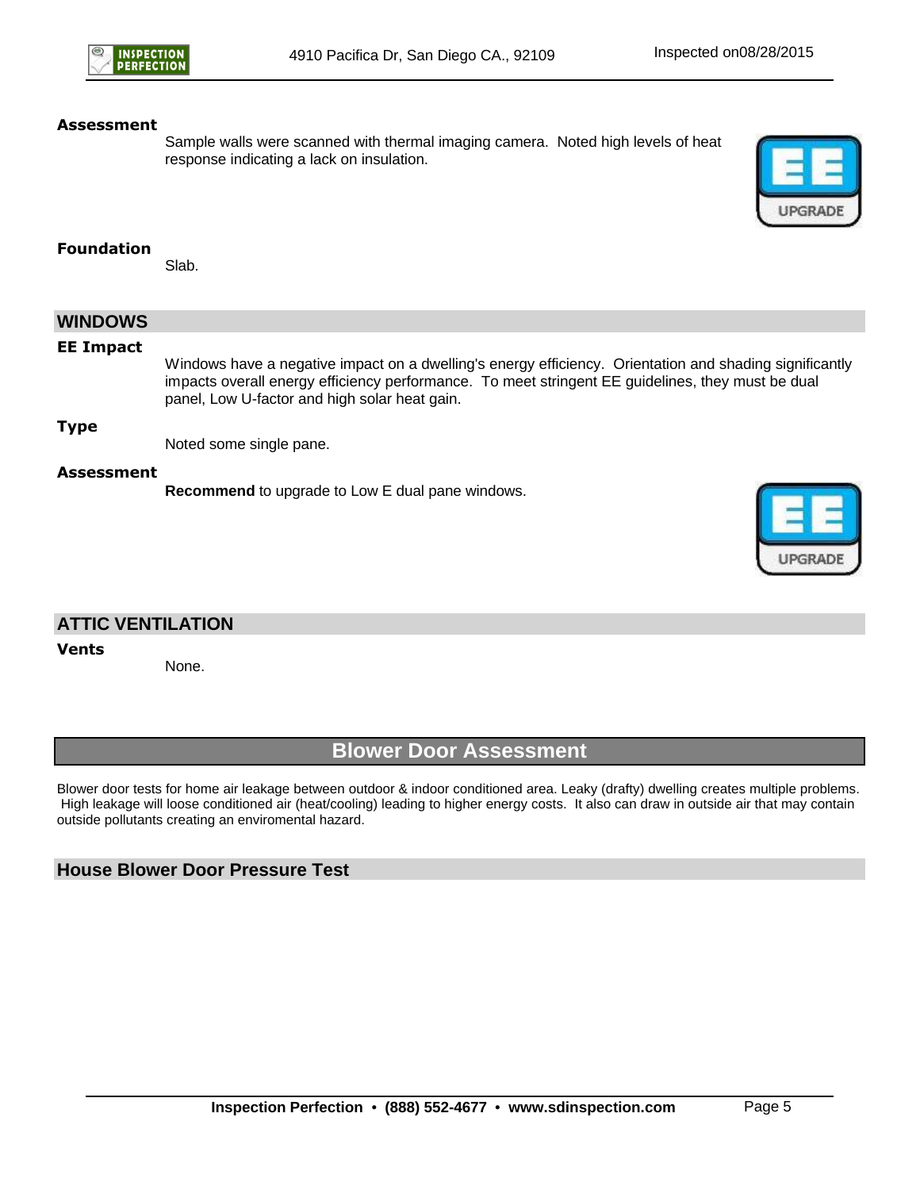**Assessment**

Sample walls were scanned with thermal imaging camera. Noted high levels of heat response indicating a lack on insulation.

**Foundation**

Slab.

## WINDOWS

**EE Impact**

Windows have a negative impact on a dwelling's energy efficiency. Orientation and shading significantly impacts overall energy efficiency performance. To meet stringent EE guidelines, they must be dual panel, Low U-factor and high solar heat gain.

**Type**

Noted some single pane.

**Assessment**

**Recommend** to upgrade to Low E dual pane windows.

## ATTIC VENTILATION

**Vents**

None.

# Blower Door Assessment

Blower door tests for home air leakage between outdoor & indoor conditioned area. Leaky (drafty) dwelling creates multiple problems. High leakage will loose conditioned air (heat/cooling) leading to higher energy costs. It also can draw in outside air that may contain outside pollutants creating an enviromental hazard.

## House Blower Door Pressure Test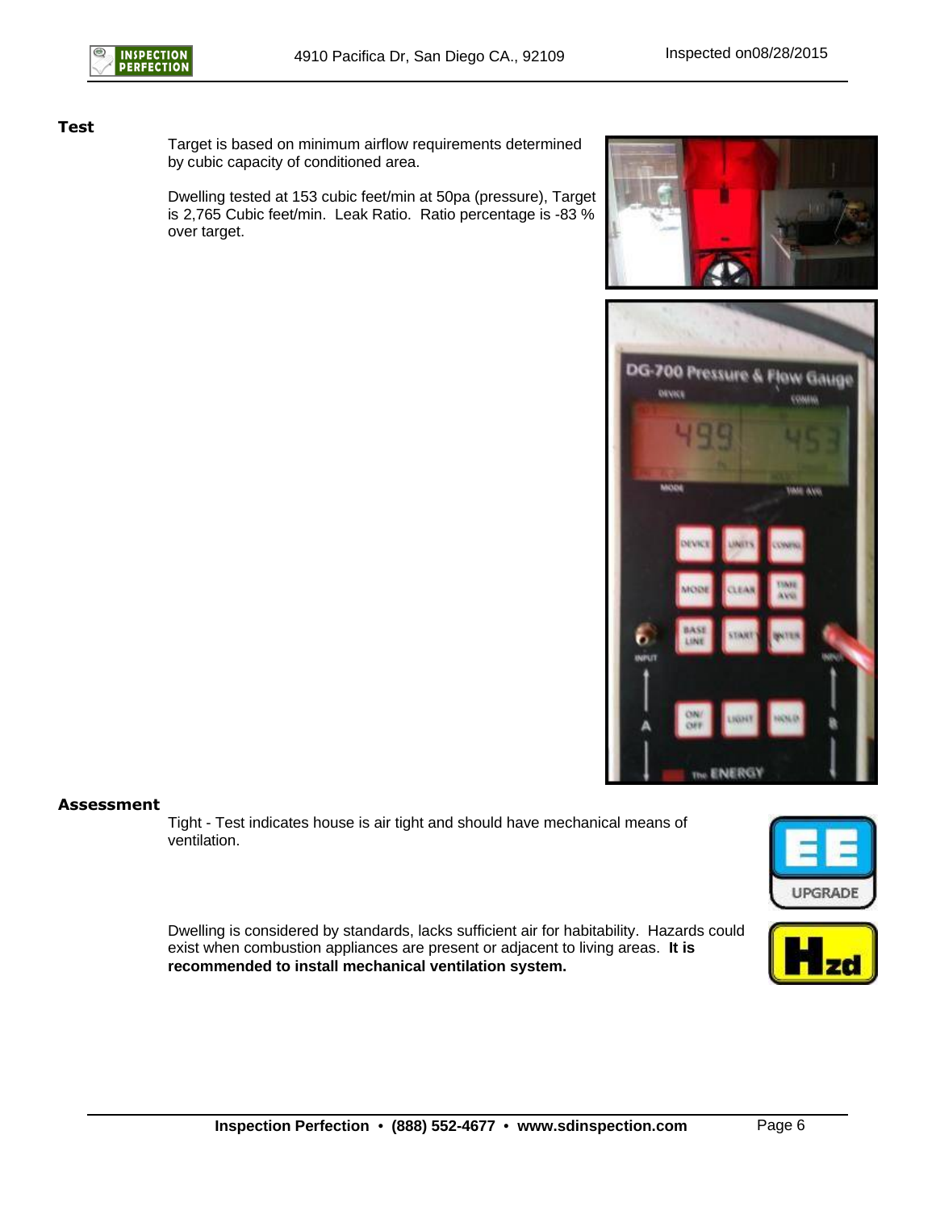## Test

Target is based on minimum airflow requirements determined by cubic capacity of conditioned area.

Dwelling tested at 153 cubic feet/min at 50pa (pressure), Target is 2,765 Cubic feet/min. Leak Ratio. Ratio percentage is -83 % over target.

## Assessment

Tight - Test indicates house is air tight and should have mechanical means of ventilation.

Dwelling is considered by standards, lacks sufficient air for habitability. Hazards could exist when combustion appliances are present or adjacent to living areas. **It is recommended to install mechanical ventilation system.**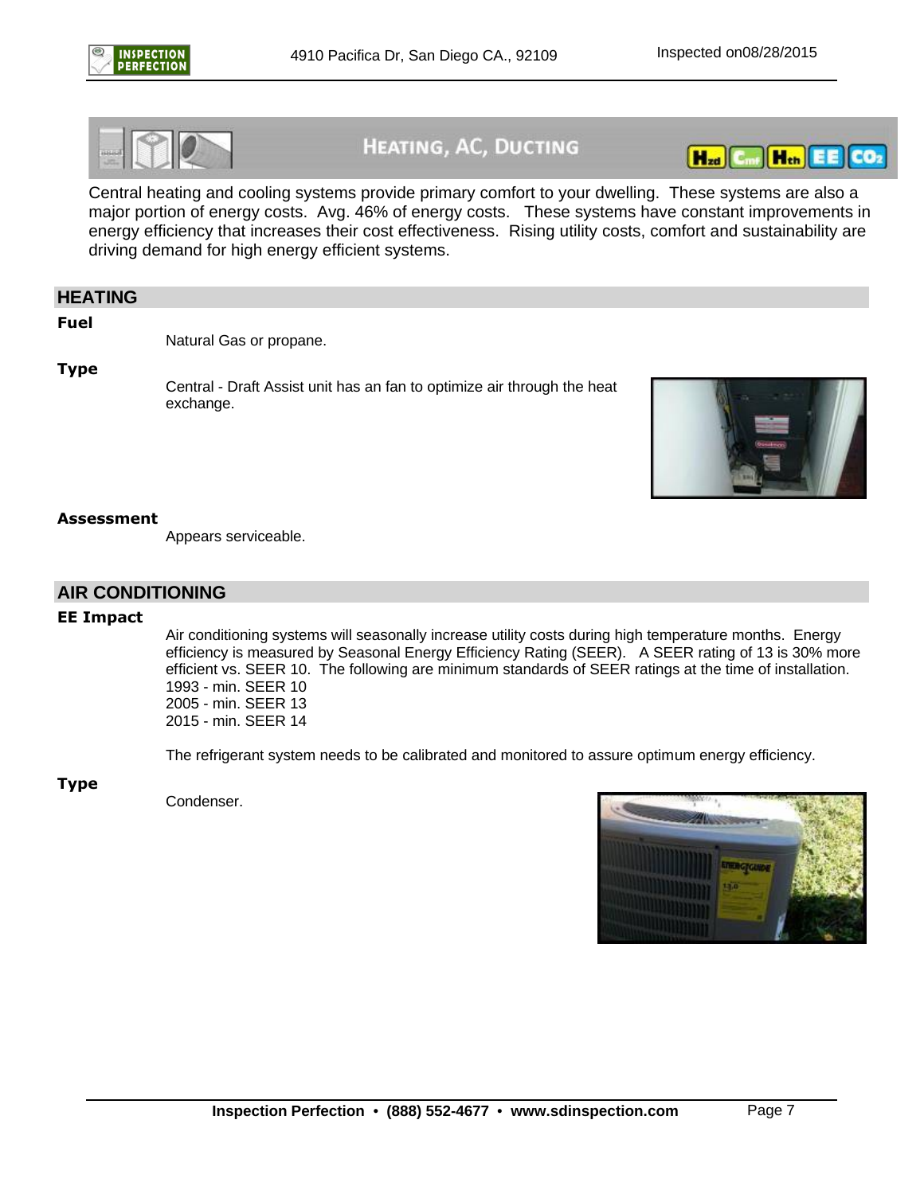# HEATING, AC, DUCTING

Central heating and cooling systems provide primary comfort to your dwelling. These systems are also a major portion of energy costs. Avg. 46% of energy costs. These systems have constant improvements in energy efficiency that increases their cost effectiveness. Rising utility costs, comfort and sustainability are driving demand for high energy efficient systems.

## HEATING

**Fuel**

Natural Gas or propane.

**Type**

Central - Draft Assist unit has an fan to optimize air through the heat exchange.

**Assessment**

Appears serviceable.

## AIR CONDITIONING

**EE Impact**

Air conditioning systems will seasonally increase utility costs during high temperature months. Energy efficiency is measured by Seasonal Energy Efficiency Rating (SEER). A SEER rating of 13 is 30% more efficient vs. SEER 10. The following are minimum standards of SEER ratings at the time of installation.
1993 - min. SEER 10
2005 - min. SEER 13
2015 - min. SEER 14

The refrigerant system needs to be calibrated and monitored to assure optimum energy efficiency.

**Type**

Condenser.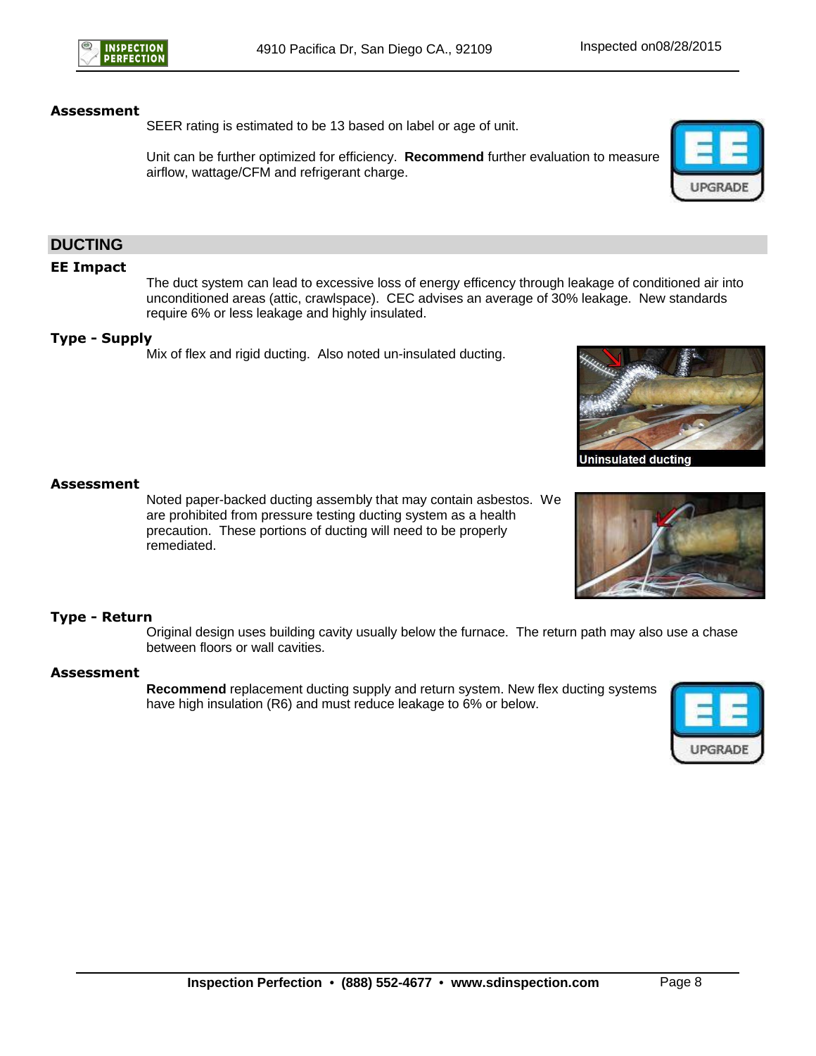**Assessment**

SEER rating is estimated to be 13 based on label or age of unit.

Unit can be further optimized for efficiency. **Recommend** further evaluation to measure airflow, wattage/CFM and refrigerant charge.

## DUCTING

**EE Impact**

The duct system can lead to excessive loss of energy efficency through leakage of conditioned air into unconditioned areas (attic, crawlspace). CEC advises an average of 30% leakage. New standards require 6% or less leakage and highly insulated.

**Type - Supply**

Mix of flex and rigid ducting. Also noted un-insulated ducting.

Uninsulated ducting

**Assessment**

Noted paper-backed ducting assembly that may contain asbestos. We are prohibited from pressure testing ducting system as a health precaution. These portions of ducting will need to be properly remediated.

**Type - Return**

Original design uses building cavity usually below the furnace. The return path may also use a chase between floors or wall cavities.

**Assessment**

**Recommend** replacement ducting supply and return system. New flex ducting systems have high insulation (R6) and must reduce leakage to 6% or below.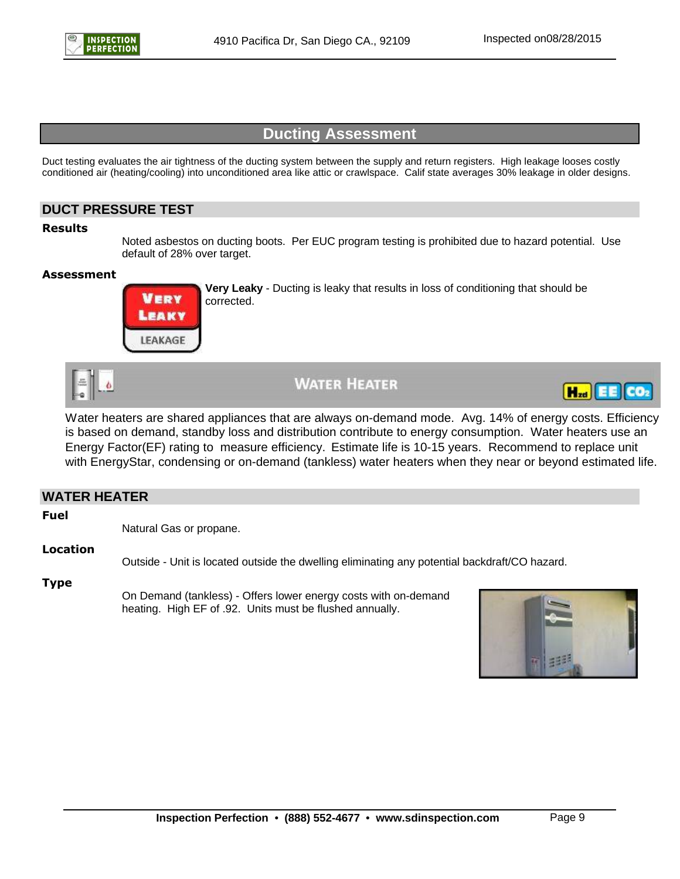# Ducting Assessment

Duct testing evaluates the air tightness of the ducting system between the supply and return registers. High leakage looses costly conditioned air (heating/cooling) into unconditioned area like attic or crawlspace. Calif state averages 30% leakage in older designs.

## DUCT PRESSURE TEST

**Results**

Noted asbestos on ducting boots. Per EUC program testing is prohibited due to hazard potential. Use default of 28% over target.

**Assessment**

**Very Leaky** - Ducting is leaky that results in loss of conditioning that should be corrected.

# Water Heater

Water heaters are shared appliances that are always on-demand mode. Avg. 14% of energy costs. Efficiency is based on demand, standby loss and distribution contribute to energy consumption. Water heaters use an Energy Factor(EF) rating to measure efficiency. Estimate life is 10-15 years. Recommend to replace unit with EnergyStar, condensing or on-demand (tankless) water heaters when they near or beyond estimated life.

## WATER HEATER

**Fuel**

Natural Gas or propane.

**Location**

Outside - Unit is located outside the dwelling eliminating any potential backdraft/CO hazard.

**Type**

On Demand (tankless) - Offers lower energy costs with on-demand heating. High EF of .92. Units must be flushed annually.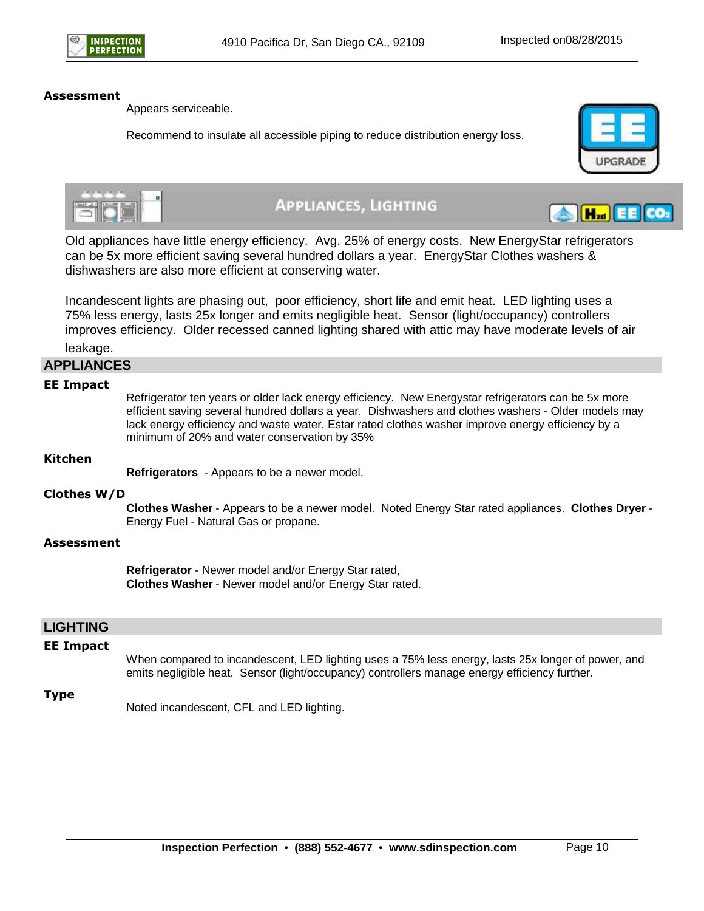**Assessment**

Appears serviceable.

Recommend to insulate all accessible piping to reduce distribution energy loss.

## APPLIANCES, LIGHTING

Old appliances have little energy efficiency. Avg. 25% of energy costs. New EnergyStar refrigerators can be 5x more efficient saving several hundred dollars a year. EnergyStar Clothes washers & dishwashers are also more efficient at conserving water.

Incandescent lights are phasing out, poor efficiency, short life and emit heat. LED lighting uses a 75% less energy, lasts 25x longer and emits negligible heat. Sensor (light/occupancy) controllers improves efficiency. Older recessed canned lighting shared with attic may have moderate levels of air leakage.

### APPLIANCES

**EE Impact**

Refrigerator ten years or older lack energy efficiency. New Energystar refrigerators can be 5x more efficient saving several hundred dollars a year. Dishwashers and clothes washers - Older models may lack energy efficiency and waste water. Estar rated clothes washer improve energy efficiency by a minimum of 20% and water conservation by 35%

**Kitchen**

**Refrigerators** - Appears to be a newer model.

**Clothes W/D**

**Clothes Washer** - Appears to be a newer model. Noted Energy Star rated appliances. **Clothes Dryer** - Energy Fuel - Natural Gas or propane.

**Assessment**

**Refrigerator** - Newer model and/or Energy Star rated,
**Clothes Washer** - Newer model and/or Energy Star rated.

### LIGHTING

**EE Impact**

When compared to incandescent, LED lighting uses a 75% less energy, lasts 25x longer of power, and emits negligible heat. Sensor (light/occupancy) controllers manage energy efficiency further.

**Type**

Noted incandescent, CFL and LED lighting.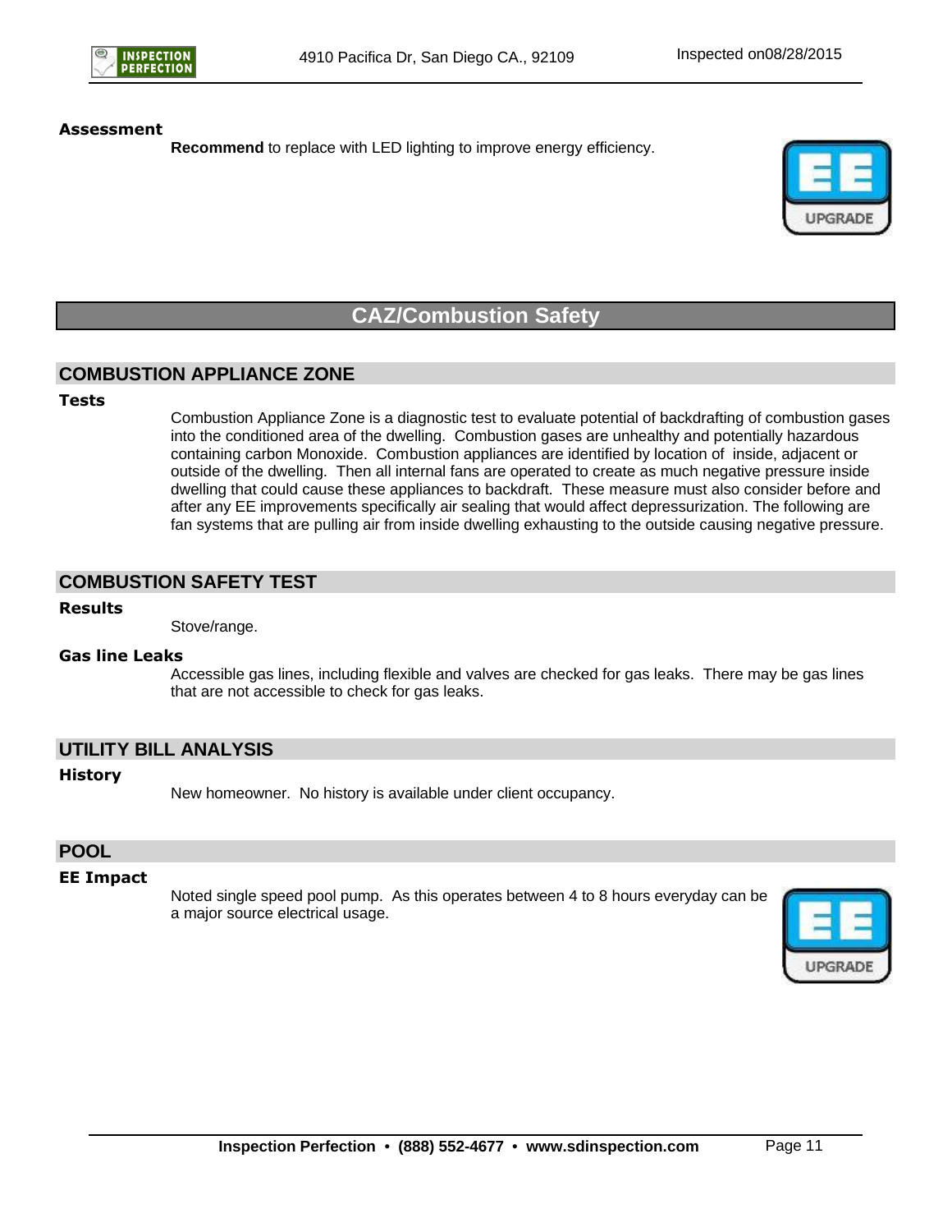**Assessment**

**Recommend** to replace with LED lighting to improve energy efficiency.

EE UPGRADE

# CAZ/Combustion Safety

## COMBUSTION APPLIANCE ZONE

**Tests**

Combustion Appliance Zone is a diagnostic test to evaluate potential of backdrafting of combustion gases into the conditioned area of the dwelling. Combustion gases are unhealthy and potentially hazardous containing carbon Monoxide. Combustion appliances are identified by location of inside, adjacent or outside of the dwelling. Then all internal fans are operated to create as much negative pressure inside dwelling that could cause these appliances to backdraft. These measure must also consider before and after any EE improvements specifically air sealing that would affect depressurization. The following are fan systems that are pulling air from inside dwelling exhausting to the outside causing negative pressure.

## COMBUSTION SAFETY TEST

**Results**

Stove/range.

**Gas line Leaks**

Accessible gas lines, including flexible and valves are checked for gas leaks. There may be gas lines that are not accessible to check for gas leaks.

## UTILITY BILL ANALYSIS

**History**

New homeowner. No history is available under client occupancy.

## POOL

**EE Impact**

Noted single speed pool pump. As this operates between 4 to 8 hours everyday can be a major source electrical usage.

EE UPGRADE